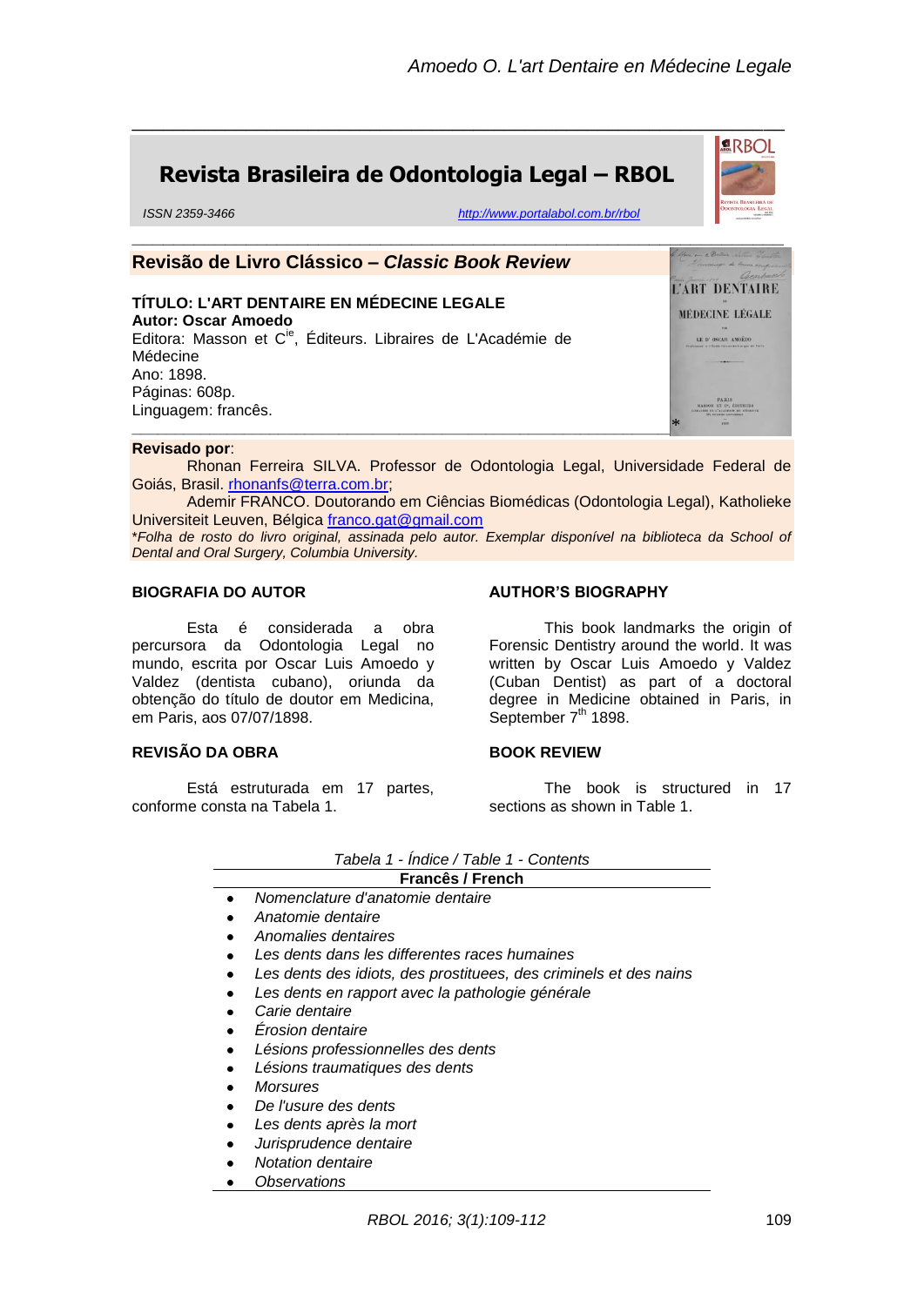# Revista Brasileira de Odontologia Legal – RBOL

ISSN 2359-3466 http://www.portalabol.com.br/rbol

## Revisão de Livro Clássico – *Classic Book Review*

**TÍTULO: L'ART DENTAIRE EN MÉDECINE LEGALE**
**Autor: Oscar Amoedo**
Editora: Masson et C[ie], Éditeurs. Libraires de L'Académie de Médecine
Ano: 1898.
Páginas: 608p.
Linguagem: francês.

**Revisado por**:

Rhonan Ferreira SILVA. Professor de Odontologia Legal, Universidade Federal de Goiás, Brasil. rhonanfs@terra.com.br;

Ademir FRANCO. Doutorando em Ciências Biomédicas (Odontologia Legal), Katholieke Universiteit Leuven, Bélgica franco.gat@gmail.com

*\*Folha de rosto do livro original, assinada pelo autor. Exemplar disponível na biblioteca da School of Dental and Oral Surgery, Columbia University.*

### BIOGRAFIA DO AUTOR

Esta é considerada a obra percursora da Odontologia Legal no mundo, escrita por Oscar Luis Amoedo y Valdez (dentista cubano), oriunda da obtenção do título de doutor em Medicina, em Paris, aos 07/07/1898.

### REVISÃO DA OBRA

Está estruturada em 17 partes, conforme consta na Tabela 1.

### AUTHOR'S BIOGRAPHY

This book landmarks the origin of Forensic Dentistry around the world. It was written by Oscar Luis Amoedo y Valdez (Cuban Dentist) as part of a doctoral degree in Medicine obtained in Paris, in September 7[th] 1898.

### BOOK REVIEW

The book is structured in 17 sections as shown in Table 1.

*Tabela 1 - Índice / Table 1 - Contents*

| Francês / French |
|---|
| • *Nomenclature d'anatomie dentaire* |
| • *Anatomie dentaire* |
| • *Anomalies dentaires* |
| • *Les dents dans les differentes races humaines* |
| • *Les dents des idiots, des prostituees, des criminels et des nains* |
| • *Les dents en rapport avec la pathologie générale* |
| • *Carie dentaire* |
| • *Érosion dentaire* |
| • *Lésions professionnelles des dents* |
| • *Lésions traumatiques des dents* |
| • *Morsures* |
| • *De l'usure des dents* |
| • *Les dents après la mort* |
| • *Jurisprudence dentaire* |
| • *Notation dentaire* |
| • *Observations* |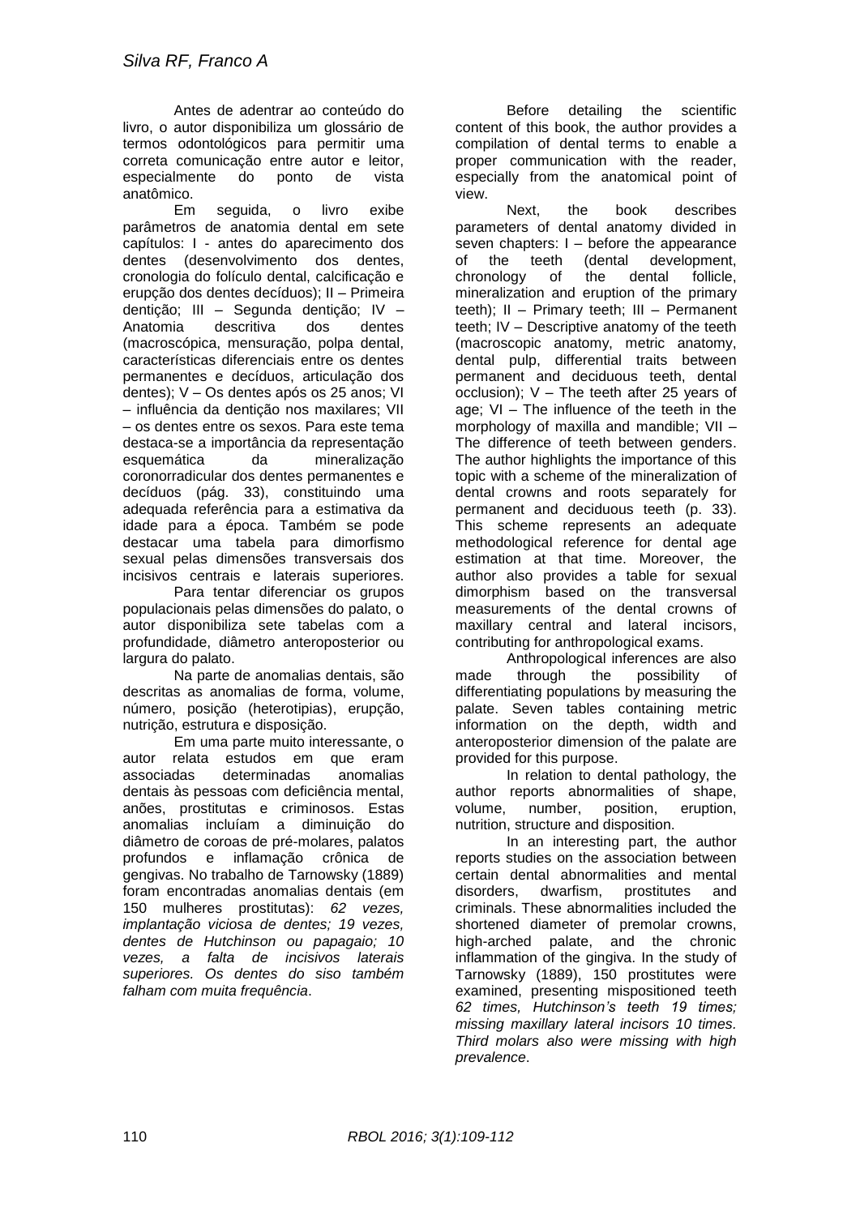Antes de adentrar ao conteúdo do livro, o autor disponibiliza um glossário de termos odontológicos para permitir uma correta comunicação entre autor e leitor, especialmente do ponto de vista anatômico.

Em seguida, o livro exibe parâmetros de anatomia dental em sete capítulos: I - antes do aparecimento dos dentes (desenvolvimento dos dentes, cronologia do folículo dental, calcificação e erupção dos dentes decíduos); II – Primeira dentição; III – Segunda dentição; IV – Anatomia descritiva dos dentes (macroscópica, mensuração, polpa dental, características diferenciais entre os dentes permanentes e decíduos, articulação dos dentes); V – Os dentes após os 25 anos; VI – influência da dentição nos maxilares; VII – os dentes entre os sexos. Para este tema destaca-se a importância da representação esquemática da mineralização coronorradicular dos dentes permanentes e decíduos (pág. 33), constituindo uma adequada referência para a estimativa da idade para a época. Também se pode destacar uma tabela para dimorfismo sexual pelas dimensões transversais dos incisivos centrais e laterais superiores.

Para tentar diferenciar os grupos populacionais pelas dimensões do palato, o autor disponibiliza sete tabelas com a profundidade, diâmetro anteroposterior ou largura do palato.

Na parte de anomalias dentais, são descritas as anomalias de forma, volume, número, posição (heterotipias), erupção, nutrição, estrutura e disposição.

Em uma parte muito interessante, o autor relata estudos em que eram associadas determinadas anomalias dentais às pessoas com deficiência mental, anões, prostitutas e criminosos. Estas anomalias incluíam a diminuição do diâmetro de coroas de pré-molares, palatos profundos e inflamação crônica de gengivas. No trabalho de Tarnowsky (1889) foram encontradas anomalias dentais (em 150 mulheres prostitutas): *62 vezes, implantação viciosa de dentes; 19 vezes, dentes de Hutchinson ou papagaio; 10 vezes, a falta de incisivos laterais superiores. Os dentes do siso também falham com muita frequência*.

Before detailing the scientific content of this book, the author provides a compilation of dental terms to enable a proper communication with the reader, especially from the anatomical point of view.

Next, the book describes parameters of dental anatomy divided in seven chapters: I – before the appearance of the teeth (dental development, chronology of the dental follicle, mineralization and eruption of the primary teeth); II – Primary teeth; III – Permanent teeth; IV – Descriptive anatomy of the teeth (macroscopic anatomy, metric anatomy, dental pulp, differential traits between permanent and deciduous teeth, dental occlusion); V – The teeth after 25 years of age; VI – The influence of the teeth in the morphology of maxilla and mandible; VII – The difference of teeth between genders. The author highlights the importance of this topic with a scheme of the mineralization of dental crowns and roots separately for permanent and deciduous teeth (p. 33). This scheme represents an adequate methodological reference for dental age estimation at that time. Moreover, the author also provides a table for sexual dimorphism based on the transversal measurements of the dental crowns of maxillary central and lateral incisors, contributing for anthropological exams.

Anthropological inferences are also made through the possibility of differentiating populations by measuring the palate. Seven tables containing metric information on the depth, width and anteroposterior dimension of the palate are provided for this purpose.

In relation to dental pathology, the author reports abnormalities of shape, volume, number, position, eruption, nutrition, structure and disposition.

In an interesting part, the author reports studies on the association between certain dental abnormalities and mental disorders, dwarfism, prostitutes and criminals. These abnormalities included the shortened diameter of premolar crowns, high-arched palate, and the chronic inflammation of the gingiva. In the study of Tarnowsky (1889), 150 prostitutes were examined, presenting mispositioned teeth *62 times, Hutchinson's teeth 19 times; missing maxillary lateral incisors 10 times. Third molars also were missing with high prevalence*.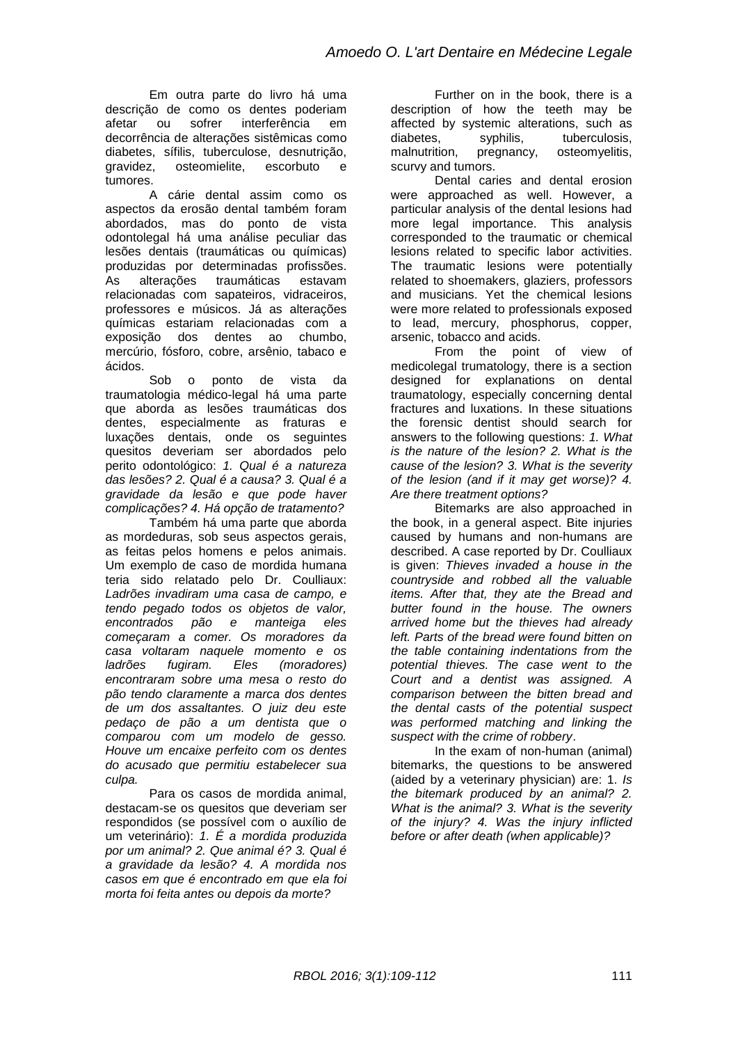Em outra parte do livro há uma descrição de como os dentes poderiam afetar ou sofrer interferência em decorrência de alterações sistêmicas como diabetes, sífilis, tuberculose, desnutrição, gravidez, osteomielite, escorbuto e tumores.

A cárie dental assim como os aspectos da erosão dental também foram abordados, mas do ponto de vista odontolegal há uma análise peculiar das lesões dentais (traumáticas ou químicas) produzidas por determinadas profissões. As alterações traumáticas estavam relacionadas com sapateiros, vidraceiros, professores e músicos. Já as alterações químicas estariam relacionadas com a exposição dos dentes ao chumbo, mercúrio, fósforo, cobre, arsênio, tabaco e ácidos.

Sob o ponto de vista da traumatologia médico-legal há uma parte que aborda as lesões traumáticas dos dentes, especialmente as fraturas e luxações dentais, onde os seguintes quesitos deveriam ser abordados pelo perito odontológico: *1. Qual é a natureza das lesões? 2. Qual é a causa? 3. Qual é a gravidade da lesão e que pode haver complicações? 4. Há opção de tratamento?*

Também há uma parte que aborda as mordeduras, sob seus aspectos gerais, as feitas pelos homens e pelos animais. Um exemplo de caso de mordida humana teria sido relatado pelo Dr. Coulliaux: *Ladrões invadiram uma casa de campo, e tendo pegado todos os objetos de valor, encontrados pão e manteiga eles começaram a comer. Os moradores da casa voltaram naquele momento e os ladrões fugiram. Eles (moradores) encontraram sobre uma mesa o resto do pão tendo claramente a marca dos dentes de um dos assaltantes. O juiz deu este pedaço de pão a um dentista que o comparou com um modelo de gesso. Houve um encaixe perfeito com os dentes do acusado que permitiu estabelecer sua culpa.*

Para os casos de mordida animal, destacam-se os quesitos que deveriam ser respondidos (se possível com o auxílio de um veterinário): *1. É a mordida produzida por um animal? 2. Que animal é? 3. Qual é a gravidade da lesão? 4. A mordida nos casos em que é encontrado em que ela foi morta foi feita antes ou depois da morte?*

Further on in the book, there is a description of how the teeth may be affected by systemic alterations, such as diabetes, syphilis, tuberculosis, malnutrition, pregnancy, osteomyelitis, scurvy and tumors.

Dental caries and dental erosion were approached as well. However, a particular analysis of the dental lesions had more legal importance. This analysis corresponded to the traumatic or chemical lesions related to specific labor activities. The traumatic lesions were potentially related to shoemakers, glaziers, professors and musicians. Yet the chemical lesions were more related to professionals exposed to lead, mercury, phosphorus, copper, arsenic, tobacco and acids.

From the point of view of medicolegal trumatology, there is a section designed for explanations on dental traumatology, especially concerning dental fractures and luxations. In these situations the forensic dentist should search for answers to the following questions: *1. What is the nature of the lesion? 2. What is the cause of the lesion? 3. What is the severity of the lesion (and if it may get worse)? 4. Are there treatment options?*

Bitemarks are also approached in the book, in a general aspect. Bite injuries caused by humans and non-humans are described. A case reported by Dr. Coulliaux is given: *Thieves invaded a house in the countryside and robbed all the valuable items. After that, they ate the Bread and butter found in the house. The owners arrived home but the thieves had already left. Parts of the bread were found bitten on the table containing indentations from the potential thieves. The case went to the Court and a dentist was assigned. A comparison between the bitten bread and the dental casts of the potential suspect was performed matching and linking the suspect with the crime of robbery*.

In the exam of non-human (animal) bitemarks, the questions to be answered (aided by a veterinary physician) are: 1. *Is the bitemark produced by an animal? 2. What is the animal? 3. What is the severity of the injury? 4. Was the injury inflicted before or after death (when applicable)?*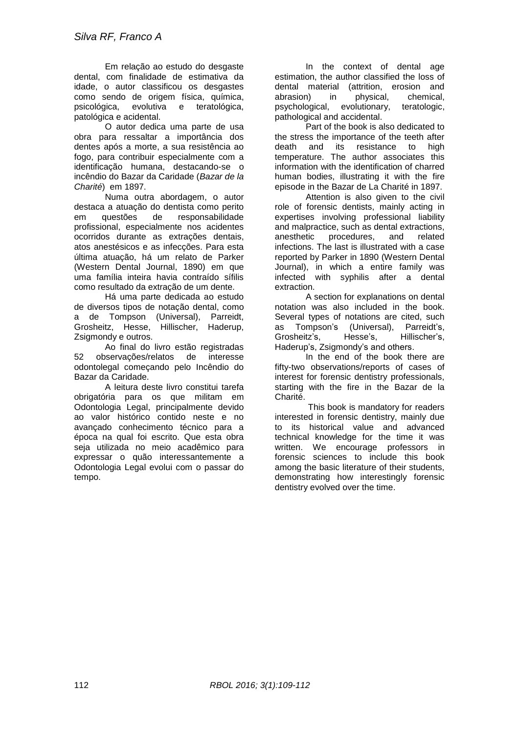Em relação ao estudo do desgaste dental, com finalidade de estimativa da idade, o autor classificou os desgastes como sendo de origem física, química, psicológica, evolutiva e teratológica, patológica e acidental.

O autor dedica uma parte de usa obra para ressaltar a importância dos dentes após a morte, a sua resistência ao fogo, para contribuir especialmente com a identificação humana, destacando-se o incêndio do Bazar da Caridade (*Bazar de la Charité*) em 1897.

Numa outra abordagem, o autor destaca a atuação do dentista como perito em questões de responsabilidade profissional, especialmente nos acidentes ocorridos durante as extrações dentais, atos anestésicos e as infecções. Para esta última atuação, há um relato de Parker (Western Dental Journal, 1890) em que uma família inteira havia contraído sífilis como resultado da extração de um dente.

Há uma parte dedicada ao estudo de diversos tipos de notação dental, como a de Tompson (Universal), Parreidt, Grosheitz, Hesse, Hillischer, Haderup, Zsigmondy e outros.

Ao final do livro estão registradas 52 observações/relatos de interesse odontolegal começando pelo Incêndio do Bazar da Caridade.

A leitura deste livro constitui tarefa obrigatória para os que militam em Odontologia Legal, principalmente devido ao valor histórico contido neste e no avançado conhecimento técnico para a época na qual foi escrito. Que esta obra seja utilizada no meio acadêmico para expressar o quão interessantemente a Odontologia Legal evolui com o passar do tempo.

In the context of dental age estimation, the author classified the loss of dental material (attrition, erosion and abrasion) in physical, chemical, psychological, evolutionary, teratologic, pathological and accidental.

Part of the book is also dedicated to the stress the importance of the teeth after death and its resistance to high temperature. The author associates this information with the identification of charred human bodies, illustrating it with the fire episode in the Bazar de La Charité in 1897.

Attention is also given to the civil role of forensic dentists, mainly acting in expertises involving professional liability and malpractice, such as dental extractions, anesthetic procedures, and related infections. The last is illustrated with a case reported by Parker in 1890 (Western Dental Journal), in which a entire family was infected with syphilis after a dental extraction.

A section for explanations on dental notation was also included in the book. Several types of notations are cited, such as Tompson's (Universal), Parreidt's, Grosheitz's, Hesse's, Hillischer's, Haderup's, Zsigmondy's and others.

In the end of the book there are fifty-two observations/reports of cases of interest for forensic dentistry professionals, starting with the fire in the Bazar de la Charité.

This book is mandatory for readers interested in forensic dentistry, mainly due to its historical value and advanced technical knowledge for the time it was written. We encourage professors in forensic sciences to include this book among the basic literature of their students, demonstrating how interestingly forensic dentistry evolved over the time.